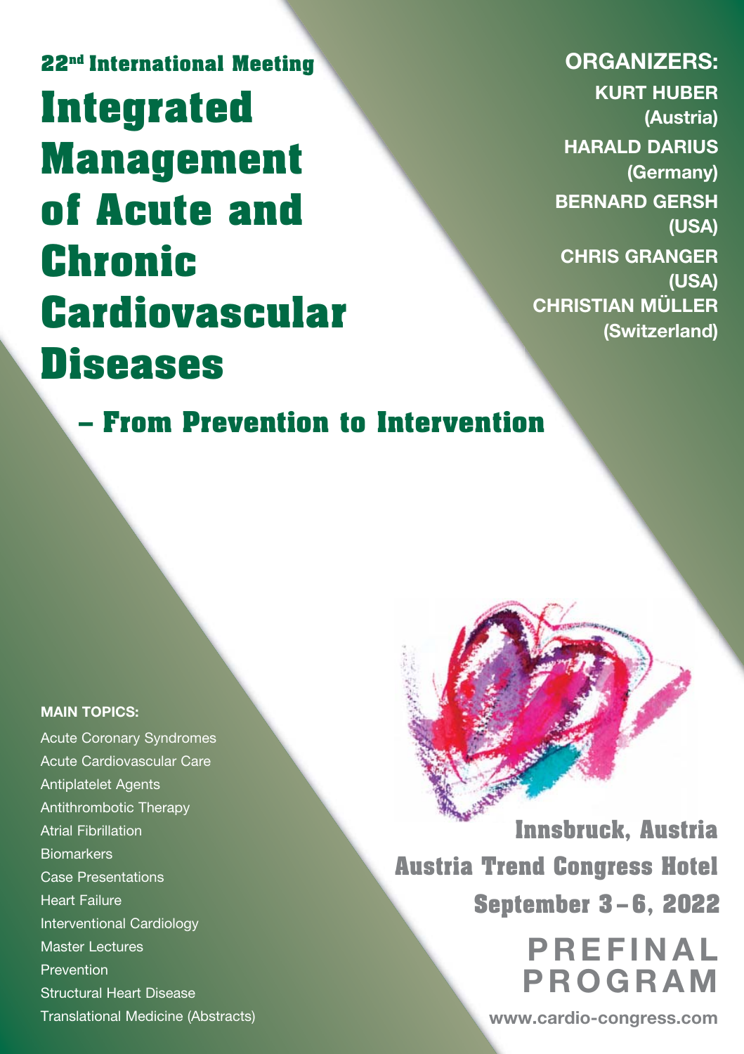22nd International Meeting

# Integrated Management of Acute and Chronic Cardiovascular Diseases

## – From Prevention to Intervention

**ORGANIZERS:**

**KURT HUBER (Austria)**
**HARALD DARIUS (Germany)**
**BERNARD GERSH (USA)**
**CHRIS GRANGER (USA)**
**CHRISTIAN MÜLLER (Switzerland)**

**MAIN TOPICS:**

- Acute Coronary Syndromes
- Acute Cardiovascular Care
- Antiplatelet Agents
- Antithrombotic Therapy
- Atrial Fibrillation
- Biomarkers
- Case Presentations
- Heart Failure
- Interventional Cardiology
- Master Lectures
- Prevention
- Structural Heart Disease
- Translational Medicine (Abstracts)

**Innsbruck, Austria**
**Austria Trend Congress Hotel**
**September 3 – 6, 2022**

# PREFINAL PROGRAM

www.cardio-congress.com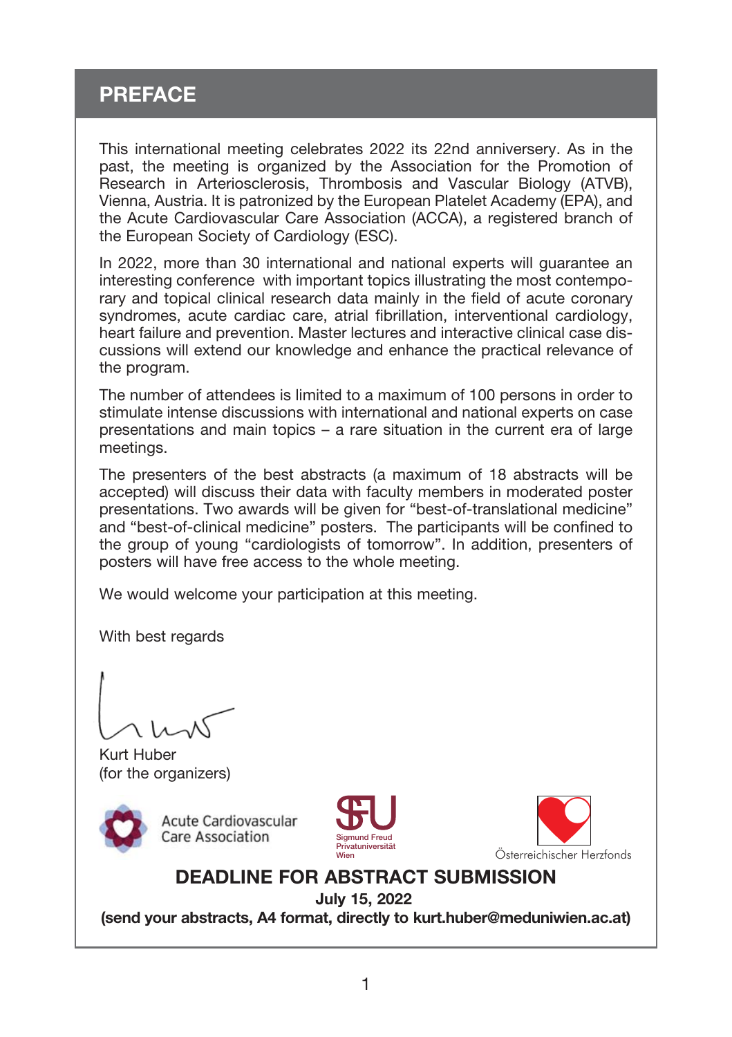# PREFACE

This international meeting celebrates 2022 its 22nd anniversery. As in the past, the meeting is organized by the Association for the Promotion of Research in Arteriosclerosis, Thrombosis and Vascular Biology (ATVB), Vienna, Austria. It is patronized by the European Platelet Academy (EPA), and the Acute Cardiovascular Care Association (ACCA), a registered branch of the European Society of Cardiology (ESC).

In 2022, more than 30 international and national experts will guarantee an interesting conference with important topics illustrating the most contemporary and topical clinical research data mainly in the field of acute coronary syndromes, acute cardiac care, atrial fibrillation, interventional cardiology, heart failure and prevention. Master lectures and interactive clinical case discussions will extend our knowledge and enhance the practical relevance of the program.

The number of attendees is limited to a maximum of 100 persons in order to stimulate intense discussions with international and national experts on case presentations and main topics – a rare situation in the current era of large meetings.

The presenters of the best abstracts (a maximum of 18 abstracts will be accepted) will discuss their data with faculty members in moderated poster presentations. Two awards will be given for "best-of-translational medicine" and "best-of-clinical medicine" posters. The participants will be confined to the group of young "cardiologists of tomorrow". In addition, presenters of posters will have free access to the whole meeting.

We would welcome your participation at this meeting.

With best regards

Kurt Huber
(for the organizers)

Acute Cardiovascular Care Association

SFU Sigmund Freud Privatuniversität Wien

Österreichischer Herzfonds

## DEADLINE FOR ABSTRACT SUBMISSION

**July 15, 2022**

**(send your abstracts, A4 format, directly to kurt.huber@meduniwien.ac.at)**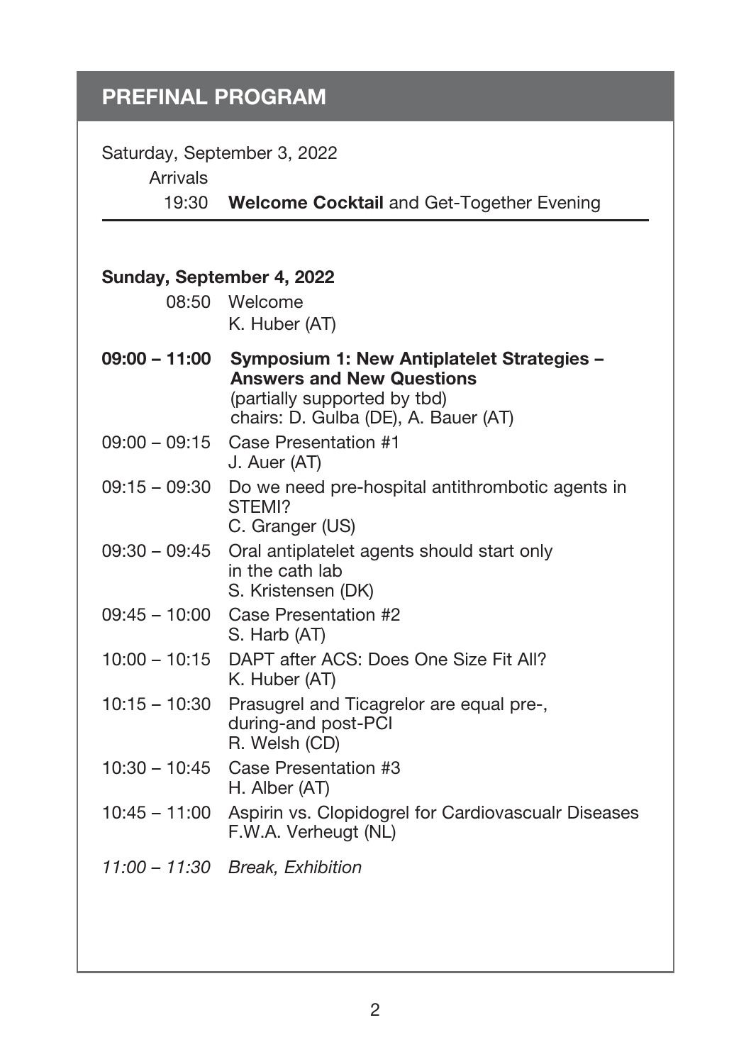## PREFINAL PROGRAM

Saturday, September 3, 2022

Arrivals

19:30 **Welcome Cocktail** and Get-Together Evening

---

**Sunday, September 4, 2022**

| | |
|---|---|
| 08:50 | Welcome<br>K. Huber (AT) |
| **09:00 – 11:00** | **Symposium 1: New Antiplatelet Strategies – Answers and New Questions**<br>(partially supported by tbd)<br>chairs: D. Gulba (DE), A. Bauer (AT) |
| 09:00 – 09:15 | Case Presentation #1<br>J. Auer (AT) |
| 09:15 – 09:30 | Do we need pre-hospital antithrombotic agents in STEMI?<br>C. Granger (US) |
| 09:30 – 09:45 | Oral antiplatelet agents should start only in the cath lab<br>S. Kristensen (DK) |
| 09:45 – 10:00 | Case Presentation #2<br>S. Harb (AT) |
| 10:00 – 10:15 | DAPT after ACS: Does One Size Fit All?<br>K. Huber (AT) |
| 10:15 – 10:30 | Prasugrel and Ticagrelor are equal pre-, during-and post-PCI<br>R. Welsh (CD) |
| 10:30 – 10:45 | Case Presentation #3<br>H. Alber (AT) |
| 10:45 – 11:00 | Aspirin vs. Clopidogrel for Cardiovascualr Diseases<br>F.W.A. Verheugt (NL) |
| *11:00 – 11:30* | *Break, Exhibition* |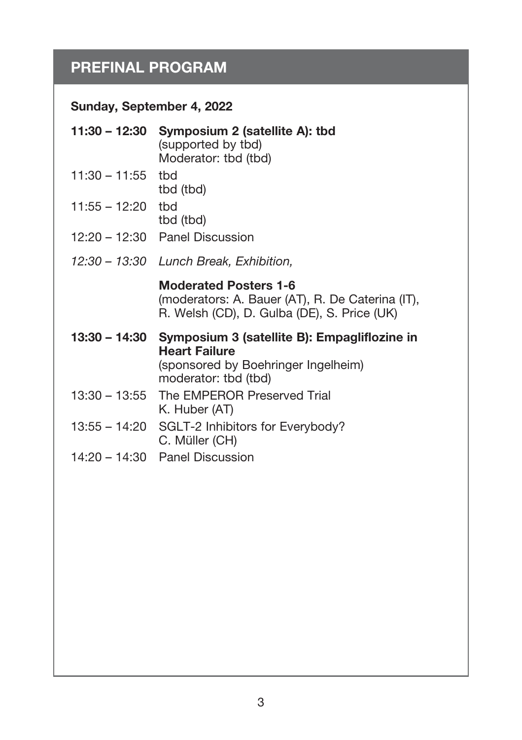## PREFINAL PROGRAM

### Sunday, September 4, 2022

**11:30 – 12:30 Symposium 2 (satellite A): tbd**
(supported by tbd)
Moderator: tbd (tbd)

11:30 – 11:55 tbd
tbd (tbd)

11:55 – 12:20 tbd
tbd (tbd)

12:20 – 12:30 Panel Discussion

*12:30 – 13:30 Lunch Break, Exhibition,*

**Moderated Posters 1-6**
(moderators: A. Bauer (AT), R. De Caterina (IT), R. Welsh (CD), D. Gulba (DE), S. Price (UK)

**13:30 – 14:30 Symposium 3 (satellite B): Empagliflozine in Heart Failure**
(sponsored by Boehringer Ingelheim)
moderator: tbd (tbd)

13:30 – 13:55 The EMPEROR Preserved Trial
K. Huber (AT)

13:55 – 14:20 SGLT-2 Inhibitors for Everybody?
C. Müller (CH)

14:20 – 14:30 Panel Discussion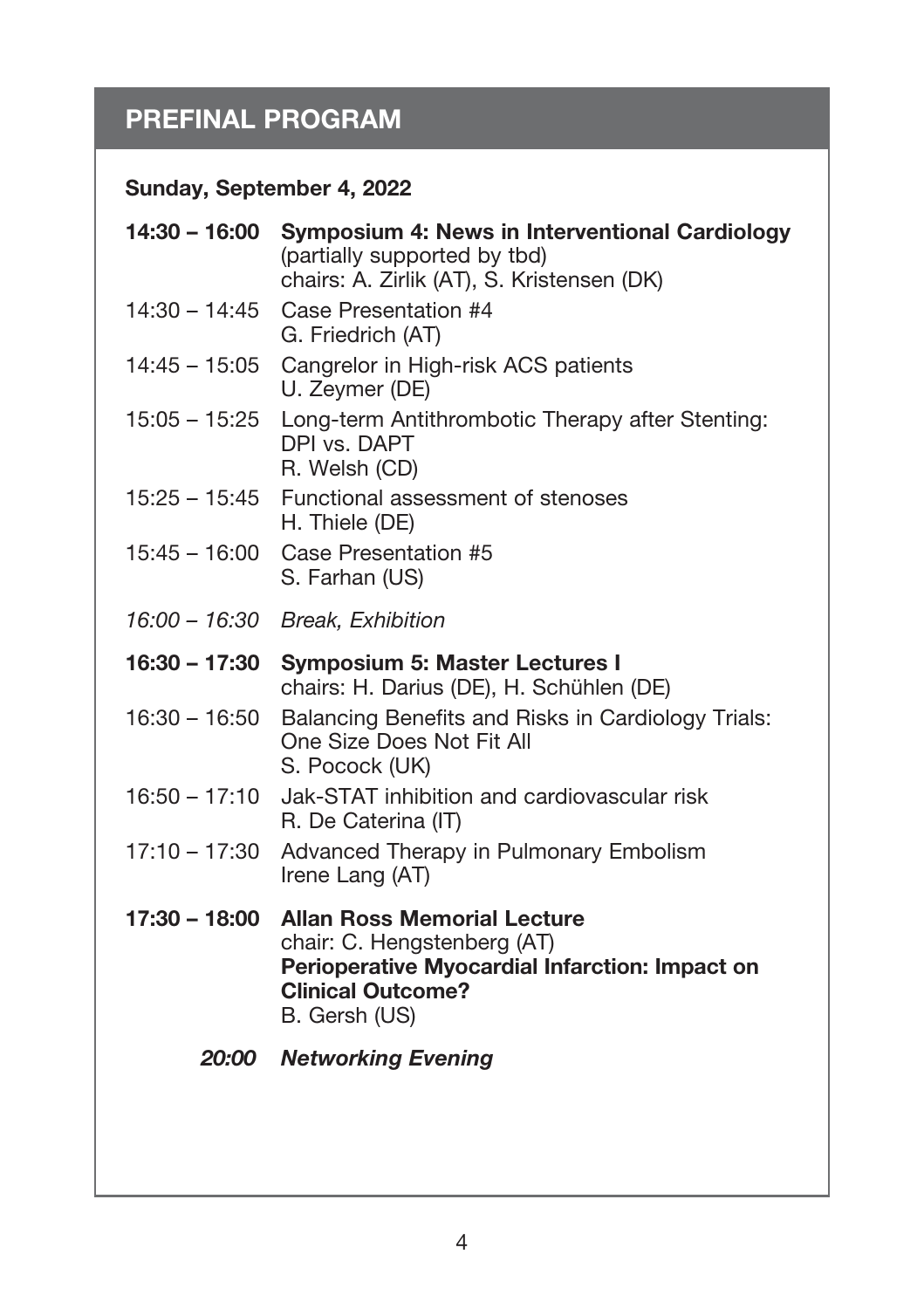## PREFINAL PROGRAM

**Sunday, September 4, 2022**

**14:30 – 16:00** **Symposium 4: News in Interventional Cardiology**
(partially supported by tbd)
chairs: A. Zirlik (AT), S. Kristensen (DK)

14:30 – 14:45 Case Presentation #4
G. Friedrich (AT)

14:45 – 15:05 Cangrelor in High-risk ACS patients
U. Zeymer (DE)

15:05 – 15:25 Long-term Antithrombotic Therapy after Stenting: DPI vs. DAPT
R. Welsh (CD)

15:25 – 15:45 Functional assessment of stenoses
H. Thiele (DE)

15:45 – 16:00 Case Presentation #5
S. Farhan (US)

*16:00 – 16:30 Break, Exhibition*

**16:30 – 17:30** **Symposium 5: Master Lectures I**
chairs: H. Darius (DE), H. Schühlen (DE)

16:30 – 16:50 Balancing Benefits and Risks in Cardiology Trials: One Size Does Not Fit All
S. Pocock (UK)

16:50 – 17:10 Jak-STAT inhibition and cardiovascular risk
R. De Caterina (IT)

17:10 – 17:30 Advanced Therapy in Pulmonary Embolism
Irene Lang (AT)

**17:30 – 18:00** **Allan Ross Memorial Lecture**
chair: C. Hengstenberg (AT)
**Perioperative Myocardial Infarction: Impact on Clinical Outcome?**
B. Gersh (US)

***20:00 Networking Evening***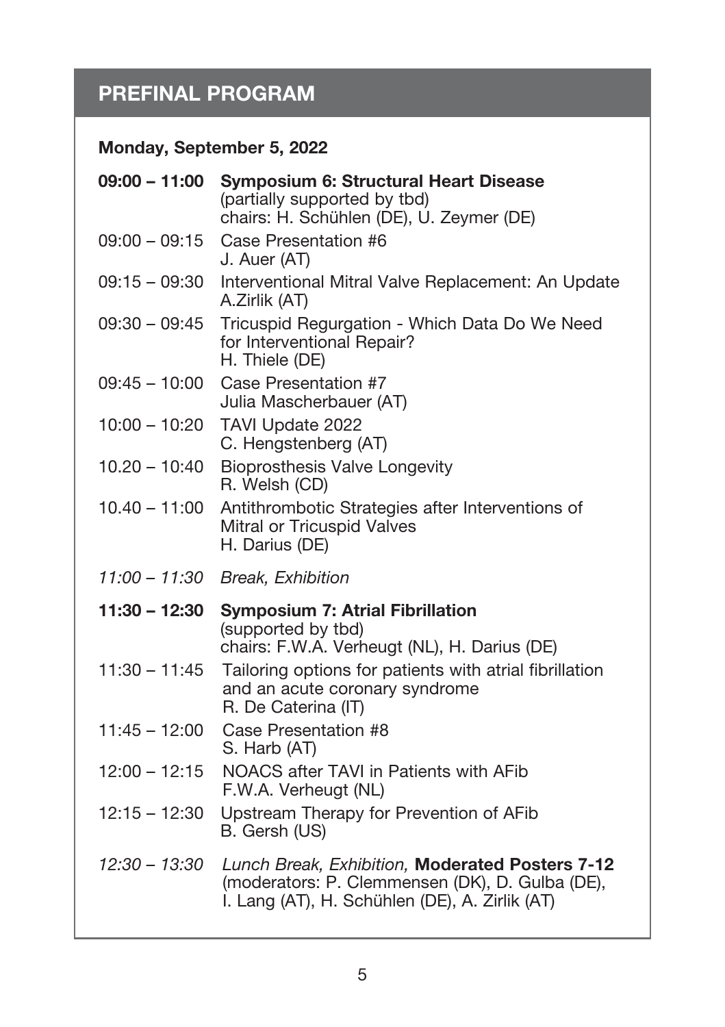## PREFINAL PROGRAM

### Monday, September 5, 2022

| | |
|---|---|
| **09:00 – 11:00** | **Symposium 6: Structural Heart Disease**<br>(partially supported by tbd)<br>chairs: H. Schühlen (DE), U. Zeymer (DE) |
| 09:00 – 09:15 | Case Presentation #6<br>J. Auer (AT) |
| 09:15 – 09:30 | Interventional Mitral Valve Replacement: An Update<br>A.Zirlik (AT) |
| 09:30 – 09:45 | Tricuspid Regurgation - Which Data Do We Need for Interventional Repair?<br>H. Thiele (DE) |
| 09:45 – 10:00 | Case Presentation #7<br>Julia Mascherbauer (AT) |
| 10:00 – 10:20 | TAVI Update 2022<br>C. Hengstenberg (AT) |
| 10.20 – 10:40 | Bioprosthesis Valve Longevity<br>R. Welsh (CD) |
| 10.40 – 11:00 | Antithrombotic Strategies after Interventions of Mitral or Tricuspid Valves<br>H. Darius (DE) |
| *11:00 – 11:30* | *Break, Exhibition* |
| **11:30 – 12:30** | **Symposium 7: Atrial Fibrillation**<br>(supported by tbd)<br>chairs: F.W.A. Verheugt (NL), H. Darius (DE) |
| 11:30 – 11:45 | Tailoring options for patients with atrial fibrillation and an acute coronary syndrome<br>R. De Caterina (IT) |
| 11:45 – 12:00 | Case Presentation #8<br>S. Harb (AT) |
| 12:00 – 12:15 | NOACS after TAVI in Patients with AFib<br>F.W.A. Verheugt (NL) |
| 12:15 – 12:30 | Upstream Therapy for Prevention of AFib<br>B. Gersh (US) |
| *12:30 – 13:30* | *Lunch Break, Exhibition,* **Moderated Posters 7-12**<br>(moderators: P. Clemmensen (DK), D. Gulba (DE), I. Lang (AT), H. Schühlen (DE), A. Zirlik (AT) |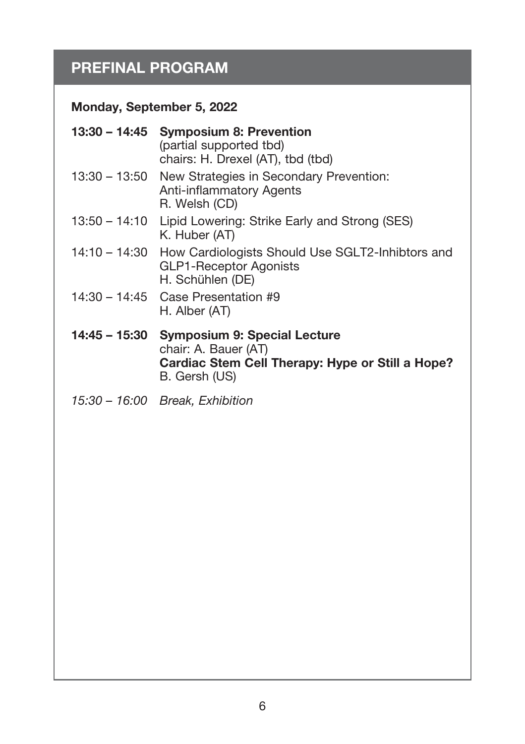## PREFINAL PROGRAM

### Monday, September 5, 2022

**13:30 – 14:45** **Symposium 8: Prevention**
(partial supported tbd)
chairs: H. Drexel (AT), tbd (tbd)

13:30 – 13:50 New Strategies in Secondary Prevention: Anti-inflammatory Agents
R. Welsh (CD)

13:50 – 14:10 Lipid Lowering: Strike Early and Strong (SES)
K. Huber (AT)

14:10 – 14:30 How Cardiologists Should Use SGLT2-Inhibtors and GLP1-Receptor Agonists
H. Schühlen (DE)

14:30 – 14:45 Case Presentation #9
H. Alber (AT)

**14:45 – 15:30** **Symposium 9: Special Lecture**
chair: A. Bauer (AT)
**Cardiac Stem Cell Therapy: Hype or Still a Hope?**
B. Gersh (US)

*15:30 – 16:00* *Break, Exhibition*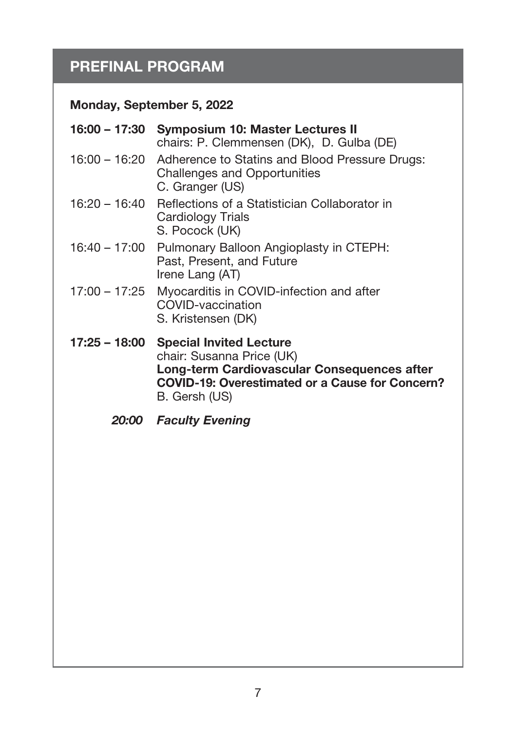## PREFINAL PROGRAM

### Monday, September 5, 2022

**16:00 – 17:30 Symposium 10: Master Lectures II**
chairs: P. Clemmensen (DK), D. Gulba (DE)

16:00 – 16:20 Adherence to Statins and Blood Pressure Drugs: Challenges and Opportunities
C. Granger (US)

16:20 – 16:40 Reflections of a Statistician Collaborator in Cardiology Trials
S. Pocock (UK)

16:40 – 17:00 Pulmonary Balloon Angioplasty in CTEPH: Past, Present, and Future
Irene Lang (AT)

17:00 – 17:25 Myocarditis in COVID-infection and after COVID-vaccination
S. Kristensen (DK)

**17:25 – 18:00 Special Invited Lecture**
chair: Susanna Price (UK)
**Long-term Cardiovascular Consequences after COVID-19: Overestimated or a Cause for Concern?**
B. Gersh (US)

***20:00 Faculty Evening***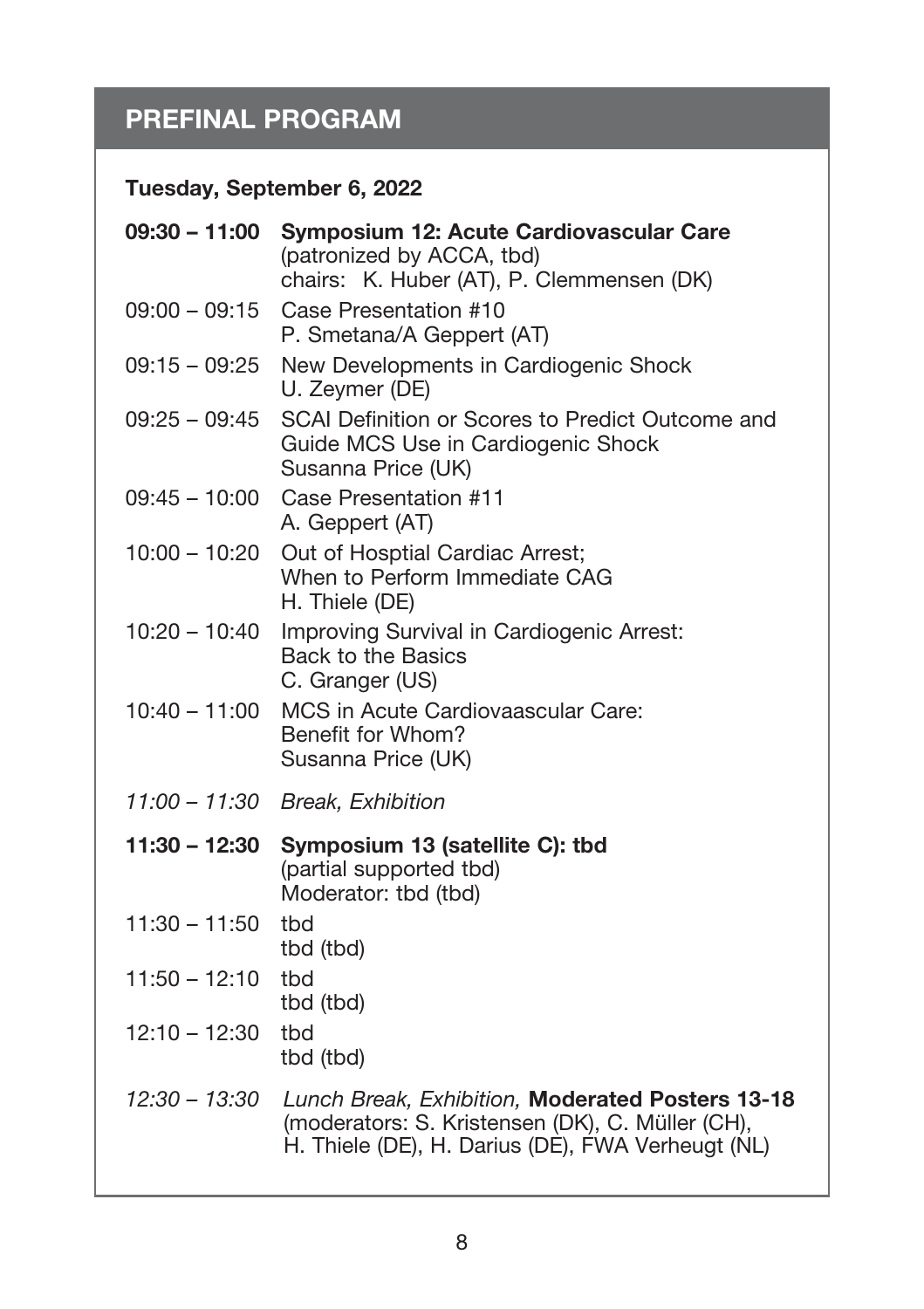## PREFINAL PROGRAM

### Tuesday, September 6, 2022

**09:30 – 11:00 Symposium 12: Acute Cardiovascular Care**
(patronized by ACCA, tbd)
chairs: K. Huber (AT), P. Clemmensen (DK)

09:00 – 09:15 Case Presentation #10
P. Smetana/A Geppert (AT)

09:15 – 09:25 New Developments in Cardiogenic Shock
U. Zeymer (DE)

09:25 – 09:45 SCAI Definition or Scores to Predict Outcome and Guide MCS Use in Cardiogenic Shock
Susanna Price (UK)

09:45 – 10:00 Case Presentation #11
A. Geppert (AT)

10:00 – 10:20 Out of Hosptial Cardiac Arrest; When to Perform Immediate CAG
H. Thiele (DE)

10:20 – 10:40 Improving Survival in Cardiogenic Arrest: Back to the Basics
C. Granger (US)

10:40 – 11:00 MCS in Acute Cardiovaascular Care: Benefit for Whom?
Susanna Price (UK)

*11:00 – 11:30 Break, Exhibition*

**11:30 – 12:30 Symposium 13 (satellite C): tbd**
(partial supported tbd)
Moderator: tbd (tbd)

11:30 – 11:50 tbd
tbd (tbd)

11:50 – 12:10 tbd
tbd (tbd)

12:10 – 12:30 tbd
tbd (tbd)

*12:30 – 13:30 Lunch Break, Exhibition,* **Moderated Posters 13-18**
(moderators: S. Kristensen (DK), C. Müller (CH), H. Thiele (DE), H. Darius (DE), FWA Verheugt (NL)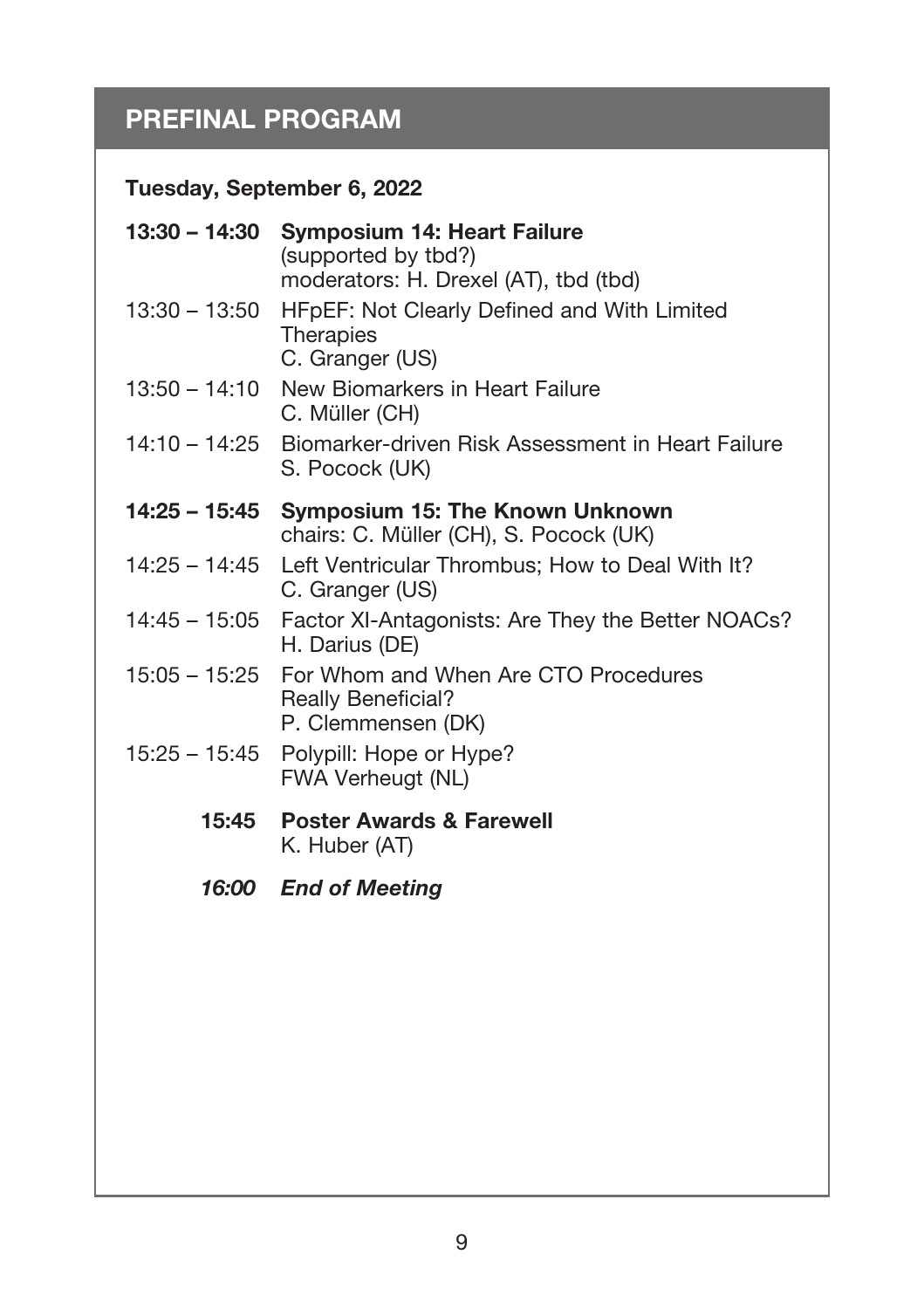## PREFINAL PROGRAM

**Tuesday, September 6, 2022**

**13:30 – 14:30 Symposium 14: Heart Failure**
(supported by tbd?)
moderators: H. Drexel (AT), tbd (tbd)

13:30 – 13:50 HFpEF: Not Clearly Defined and With Limited Therapies
C. Granger (US)

13:50 – 14:10 New Biomarkers in Heart Failure
C. Müller (CH)

14:10 – 14:25 Biomarker-driven Risk Assessment in Heart Failure
S. Pocock (UK)

**14:25 – 15:45 Symposium 15: The Known Unknown**
chairs: C. Müller (CH), S. Pocock (UK)

14:25 – 14:45 Left Ventricular Thrombus; How to Deal With It?
C. Granger (US)

14:45 – 15:05 Factor XI-Antagonists: Are They the Better NOACs?
H. Darius (DE)

15:05 – 15:25 For Whom and When Are CTO Procedures Really Beneficial?
P. Clemmensen (DK)

15:25 – 15:45 Polypill: Hope or Hype?
FWA Verheugt (NL)

**15:45 Poster Awards & Farewell**
K. Huber (AT)

***16:00 End of Meeting***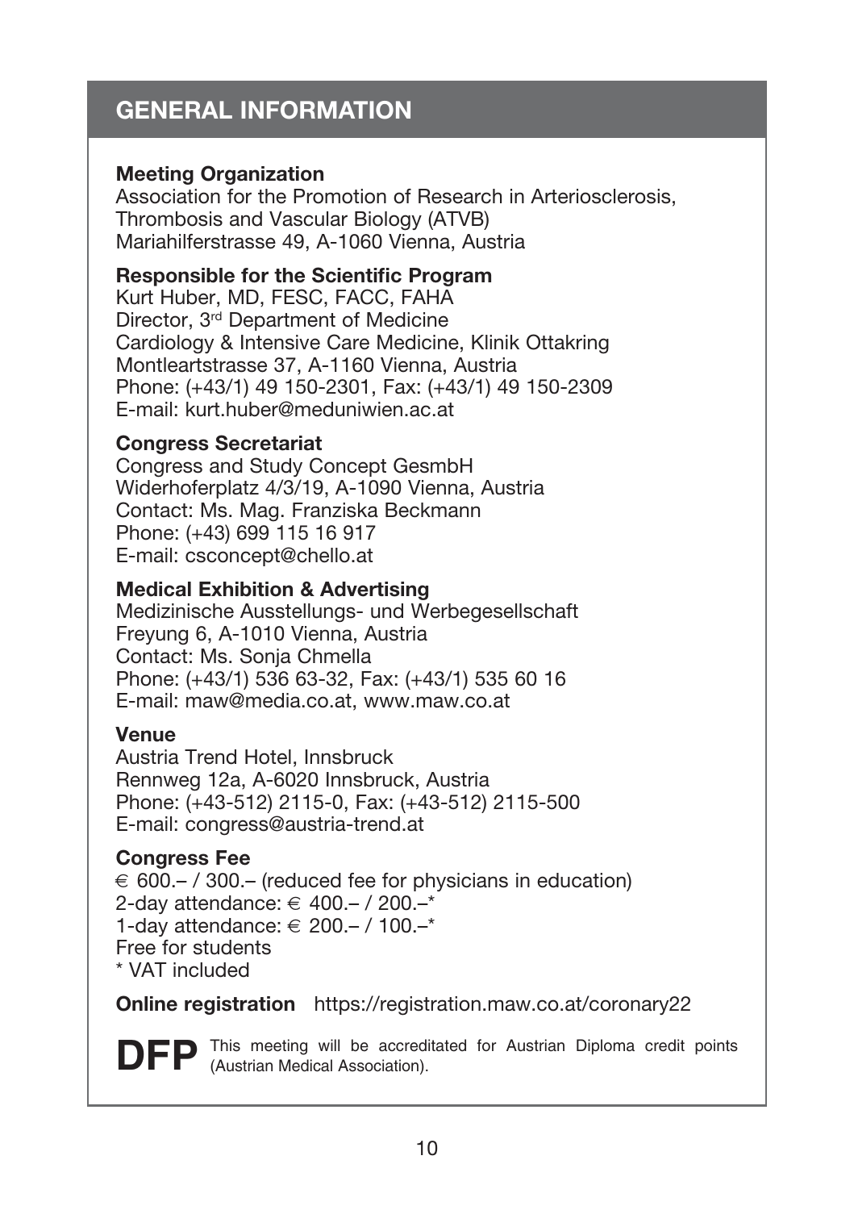# GENERAL INFORMATION

**Meeting Organization**
Association for the Promotion of Research in Arteriosclerosis, Thrombosis and Vascular Biology (ATVB)
Mariahilferstrasse 49, A-1060 Vienna, Austria

**Responsible for the Scientific Program**
Kurt Huber, MD, FESC, FACC, FAHA
Director, 3rd Department of Medicine
Cardiology & Intensive Care Medicine, Klinik Ottakring
Montleartstrasse 37, A-1160 Vienna, Austria
Phone: (+43/1) 49 150-2301, Fax: (+43/1) 49 150-2309
E-mail: kurt.huber@meduniwien.ac.at

**Congress Secretariat**
Congress and Study Concept GesmbH
Widerhoferplatz 4/3/19, A-1090 Vienna, Austria
Contact: Ms. Mag. Franziska Beckmann
Phone: (+43) 699 115 16 917
E-mail: csconcept@chello.at

**Medical Exhibition & Advertising**
Medizinische Ausstellungs- und Werbegesellschaft
Freyung 6, A-1010 Vienna, Austria
Contact: Ms. Sonja Chmella
Phone: (+43/1) 536 63-32, Fax: (+43/1) 535 60 16
E-mail: maw@media.co.at, www.maw.co.at

**Venue**
Austria Trend Hotel, Innsbruck
Rennweg 12a, A-6020 Innsbruck, Austria
Phone: (+43-512) 2115-0, Fax: (+43-512) 2115-500
E-mail: congress@austria-trend.at

**Congress Fee**
€ 600.– / 300.– (reduced fee for physicians in education)
2-day attendance: € 400.– / 200.–*
1-day attendance: € 200.– / 100.–*
Free for students
* VAT included

**Online registration** https://registration.maw.co.at/coronary22

**DFP** This meeting will be accreditated for Austrian Diploma credit points (Austrian Medical Association).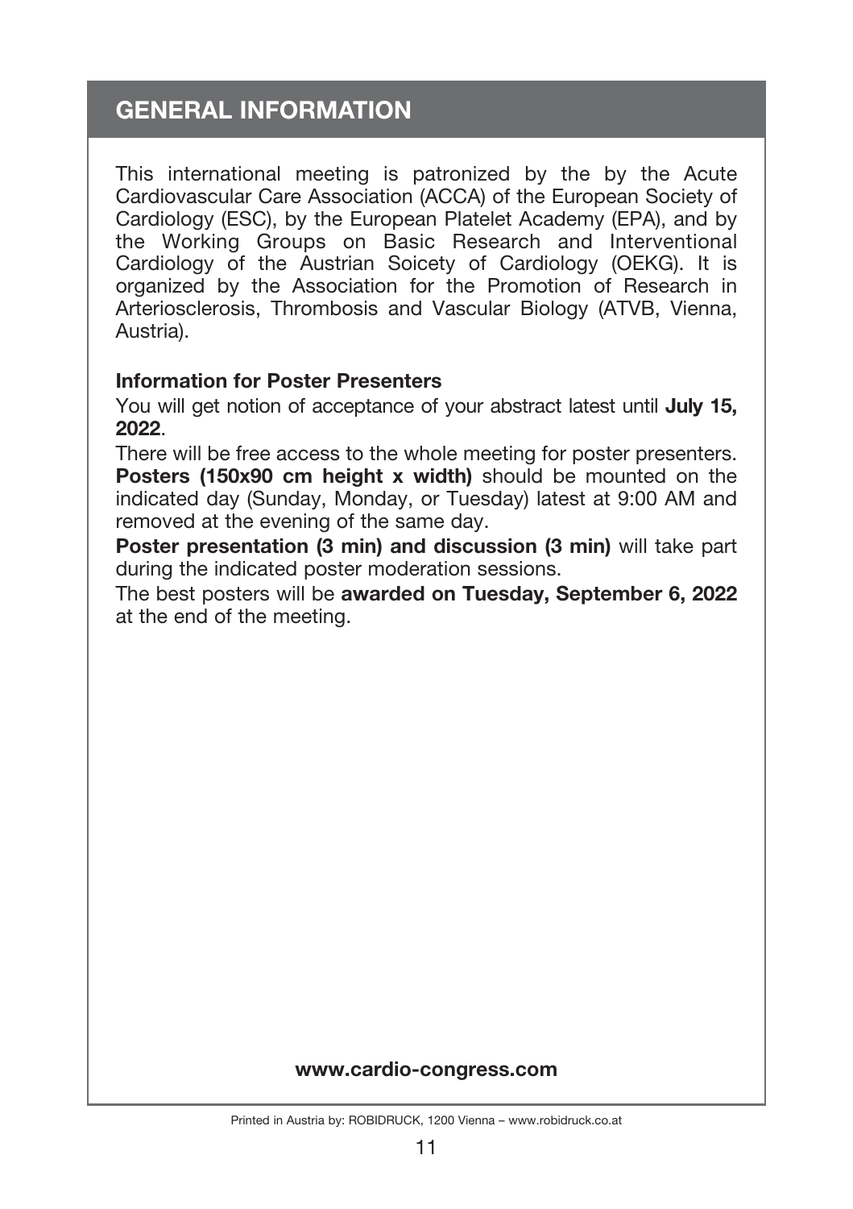# GENERAL INFORMATION

This international meeting is patronized by the by the Acute Cardiovascular Care Association (ACCA) of the European Society of Cardiology (ESC), by the European Platelet Academy (EPA), and by the Working Groups on Basic Research and Interventional Cardiology of the Austrian Soicety of Cardiology (OEKG). It is organized by the Association for the Promotion of Research in Arteriosclerosis, Thrombosis and Vascular Biology (ATVB, Vienna, Austria).

**Information for Poster Presenters**

You will get notion of acceptance of your abstract latest until **July 15, 2022**.

There will be free access to the whole meeting for poster presenters. **Posters (150x90 cm height x width)** should be mounted on the indicated day (Sunday, Monday, or Tuesday) latest at 9:00 AM and removed at the evening of the same day.

**Poster presentation (3 min) and discussion (3 min)** will take part during the indicated poster moderation sessions.

The best posters will be **awarded on Tuesday, September 6, 2022** at the end of the meeting.

**www.cardio-congress.com**

Printed in Austria by: ROBIDRUCK, 1200 Vienna – www.robidruck.co.at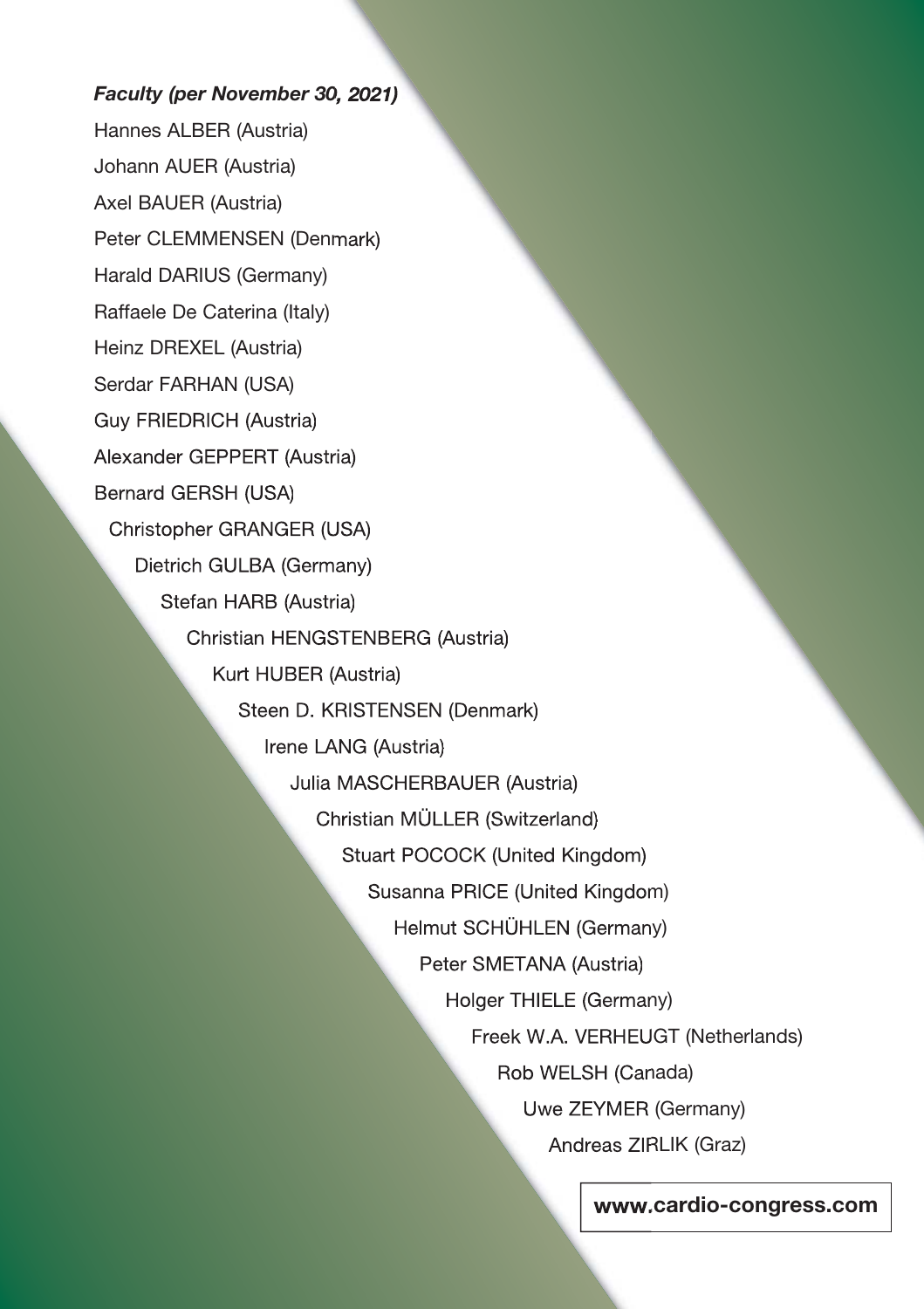***Faculty (per November 30, 2021)***

Hannes ALBER (Austria)
Johann AUER (Austria)
Axel BAUER (Austria)
Peter CLEMMENSEN (Denmark)
Harald DARIUS (Germany)
Raffaele De Caterina (Italy)
Heinz DREXEL (Austria)
Serdar FARHAN (USA)
Guy FRIEDRICH (Austria)
Alexander GEPPERT (Austria)
Bernard GERSH (USA)
Christopher GRANGER (USA)
Dietrich GULBA (Germany)
Stefan HARB (Austria)
Christian HENGSTENBERG (Austria)
Kurt HUBER (Austria)
Steen D. KRISTENSEN (Denmark)
Irene LANG (Austria)
Julia MASCHERBAUER (Austria)
Christian MÜLLER (Switzerland)
Stuart POCOCK (United Kingdom)
Susanna PRICE (United Kingdom)
Helmut SCHÜHLEN (Germany)
Peter SMETANA (Austria)
Holger THIELE (Germany)
Freek W.A. VERHEUGT (Netherlands)
Rob WELSH (Canada)
Uwe ZEYMER (Germany)
Andreas ZIRLIK (Graz)

**www.cardio-congress.com**